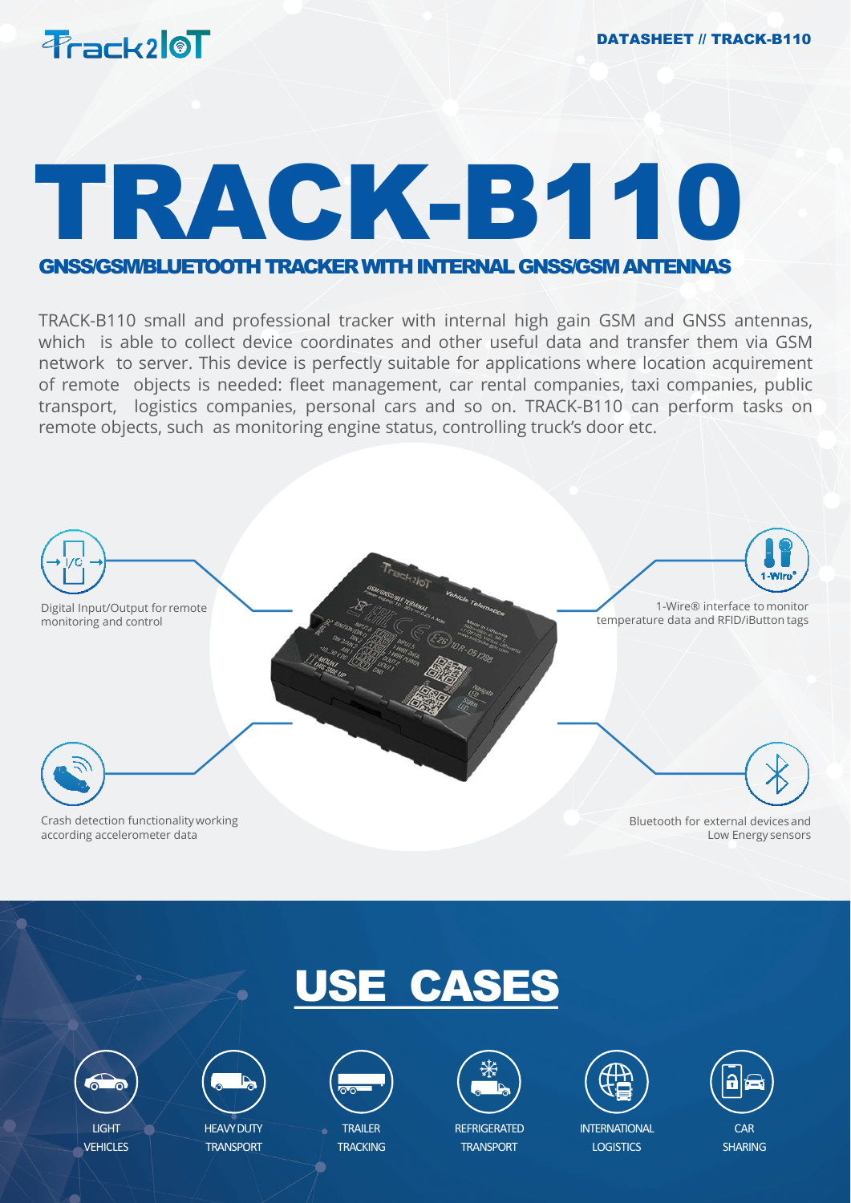# TRACK-B110

## GNSS/GSM/BLUETOOTH TRACKER WITH INTERNAL GNSS/GSM ANTENNAS

TRACK-B110 small and professional tracker with internal high gain GSM and GNSS antennas, which is able to collect device coordinates and other useful data and transfer them via GSM network to server. This device is perfectly suitable for applications where location acquirement of remote objects is needed: fleet management, car rental companies, taxi companies, public transport, logistics companies, personal cars and so on. TRACK-B110 can perform tasks on remote objects, such as monitoring engine status, controlling truck's door etc.

- Digital Input/Output for remote monitoring and control
- 1-Wire® interface to monitor temperature data and RFID/iButton tags
- Crash detection functionality working according accelerometer data
- Bluetooth for external devices and Low Energy sensors

## USE CASES

- LIGHT VEHICLES
- HEAVY DUTY TRANSPORT
- TRAILER TRACKING
- REFRIGERATED TRANSPORT
- INTERNATIONAL LOGISTICS
- CAR SHARING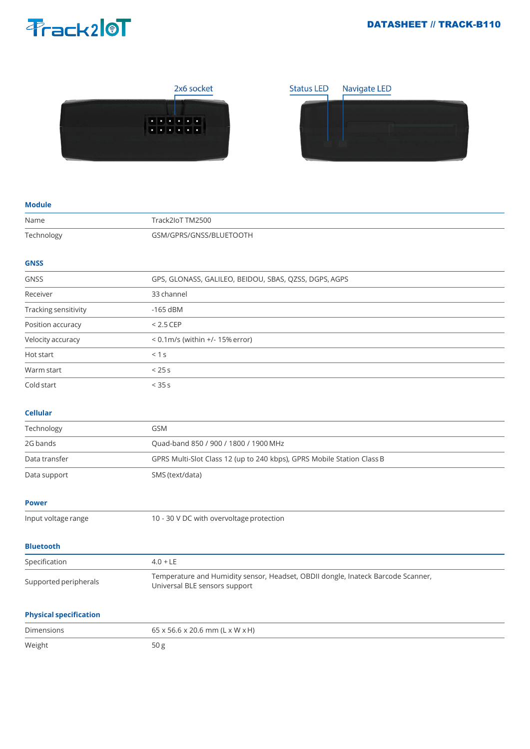2x6 socket

Status LED

Navigate LED

## Module

| | |
|---|---|
| Name | Track2IoT TM2500 |
| Technology | GSM/GPRS/GNSS/BLUETOOTH |

## GNSS

| | |
|---|---|
| GNSS | GPS, GLONASS, GALILEO, BEIDOU, SBAS, QZSS, DGPS, AGPS |
| Receiver | 33 channel |
| Tracking sensitivity | -165 dBM |
| Position accuracy | < 2.5 CEP |
| Velocity accuracy | < 0.1m/s (within +/- 15% error) |
| Hot start | < 1 s |
| Warm start | < 25 s |
| Cold start | < 35 s |

## Cellular

| | |
|---|---|
| Technology | GSM |
| 2G bands | Quad-band 850 / 900 / 1800 / 1900 MHz |
| Data transfer | GPRS Multi-Slot Class 12 (up to 240 kbps), GPRS Mobile Station Class B |
| Data support | SMS (text/data) |

## Power

| | |
|---|---|
| Input voltage range | 10 - 30 V DC with overvoltage protection |

## Bluetooth

| | |
|---|---|
| Specification | 4.0 + LE |
| Supported peripherals | Temperature and Humidity sensor, Headset, OBDII dongle, Inateck Barcode Scanner, Universal BLE sensors support |

## Physical specification

| | |
|---|---|
| Dimensions | 65 x 56.6 x 20.6 mm (L x W x H) |
| Weight | 50 g |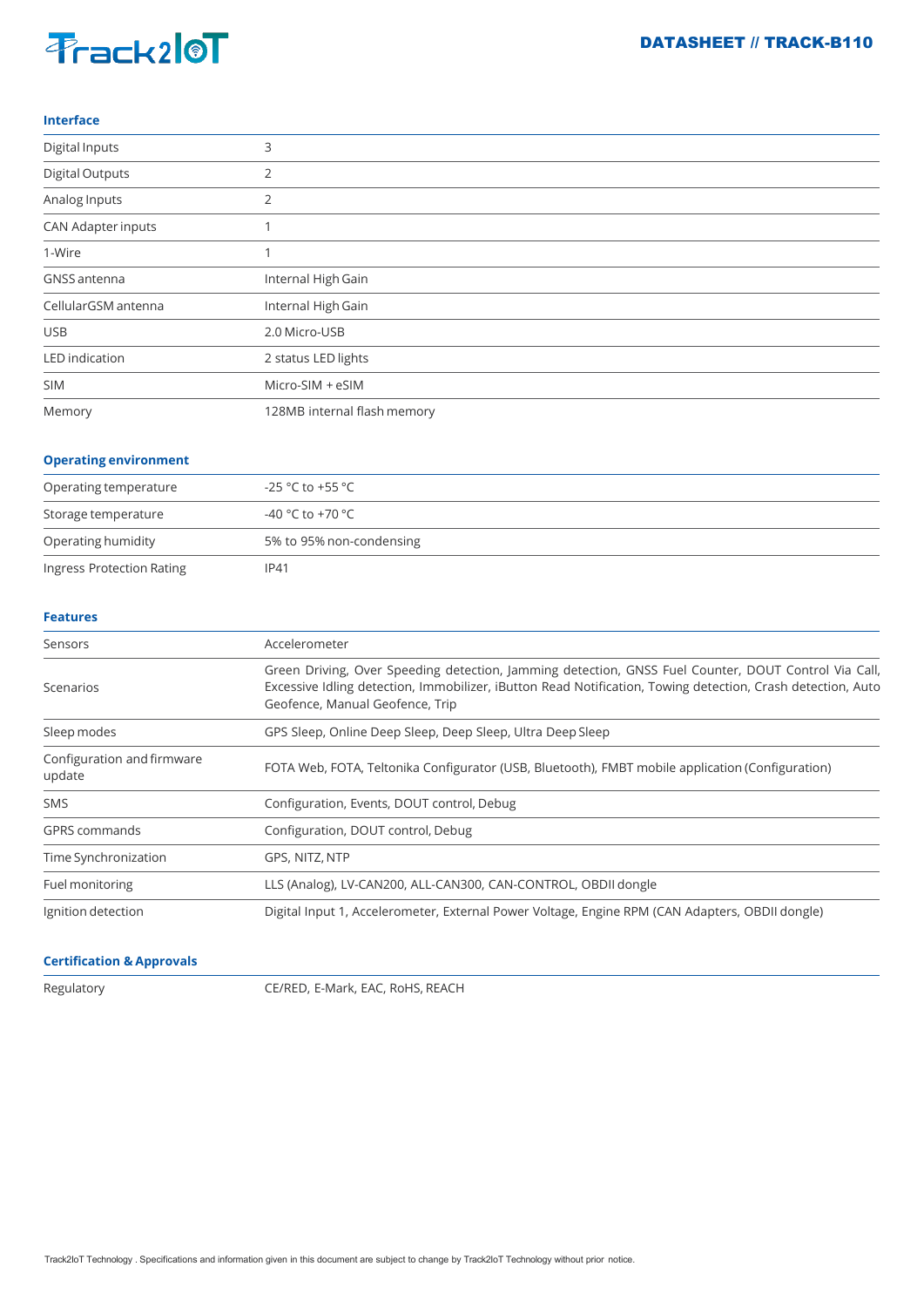## Interface

| | |
|---|---|
| Digital Inputs | 3 |
| Digital Outputs | 2 |
| Analog Inputs | 2 |
| CAN Adapter inputs | 1 |
| 1-Wire | 1 |
| GNSS antenna | Internal High Gain |
| CellularGSM antenna | Internal High Gain |
| USB | 2.0 Micro-USB |
| LED indication | 2 status LED lights |
| SIM | Micro-SIM + eSIM |
| Memory | 128MB internal flash memory |

## Operating environment

| | |
|---|---|
| Operating temperature | -25 °C to +55 °C |
| Storage temperature | -40 °C to +70 °C |
| Operating humidity | 5% to 95% non-condensing |
| Ingress Protection Rating | IP41 |

## Features

| | |
|---|---|
| Sensors | Accelerometer |
| Scenarios | Green Driving, Over Speeding detection, Jamming detection, GNSS Fuel Counter, DOUT Control Via Call, Excessive Idling detection, Immobilizer, iButton Read Notification, Towing detection, Crash detection, Auto Geofence, Manual Geofence, Trip |
| Sleep modes | GPS Sleep, Online Deep Sleep, Deep Sleep, Ultra Deep Sleep |
| Configuration and firmware update | FOTA Web, FOTA, Teltonika Configurator (USB, Bluetooth), FMBT mobile application (Configuration) |
| SMS | Configuration, Events, DOUT control, Debug |
| GPRS commands | Configuration, DOUT control, Debug |
| Time Synchronization | GPS, NITZ, NTP |
| Fuel monitoring | LLS (Analog), LV-CAN200, ALL-CAN300, CAN-CONTROL, OBDII dongle |
| Ignition detection | Digital Input 1, Accelerometer, External Power Voltage, Engine RPM (CAN Adapters, OBDII dongle) |

## Certification & Approvals

| | |
|---|---|
| Regulatory | CE/RED, E-Mark, EAC, RoHS, REACH |

Track2IoT Technology . Specifications and information given in this document are subject to change by Track2IoT Technology without prior notice.